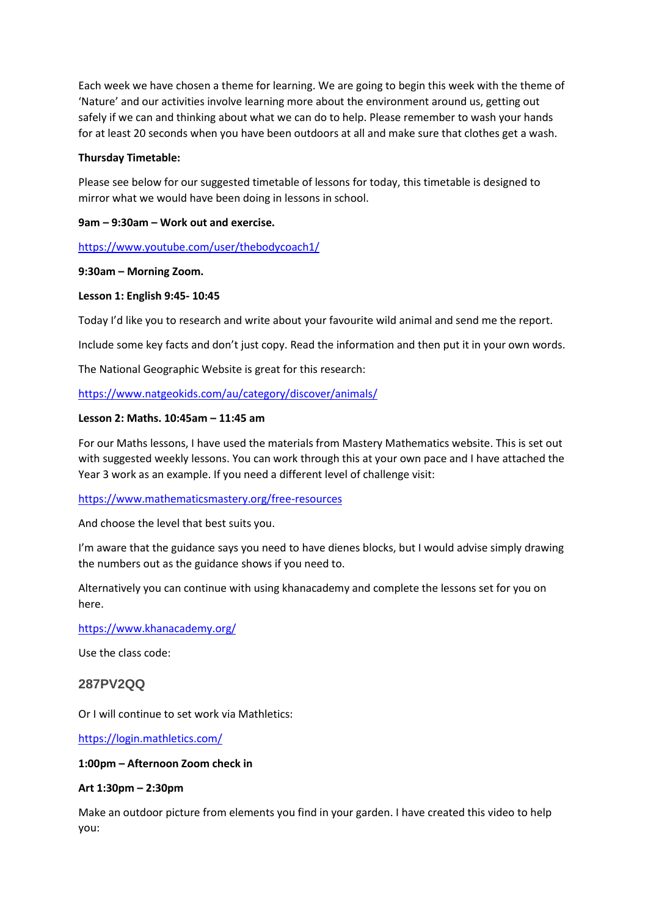Each week we have chosen a theme for learning. We are going to begin this week with the theme of 'Nature' and our activities involve learning more about the environment around us, getting out safely if we can and thinking about what we can do to help. Please remember to wash your hands for at least 20 seconds when you have been outdoors at all and make sure that clothes get a wash.

**Thursday Timetable:**

Please see below for our suggested timetable of lessons for today, this timetable is designed to mirror what we would have been doing in lessons in school.

**9am – 9:30am – Work out and exercise.**

https://www.youtube.com/user/thebodycoach1/

**9:30am – Morning Zoom.**

**Lesson 1: English 9:45- 10:45**

Today I'd like you to research and write about your favourite wild animal and send me the report.

Include some key facts and don't just copy. Read the information and then put it in your own words.

The National Geographic Website is great for this research:

https://www.natgeokids.com/au/category/discover/animals/

**Lesson 2: Maths. 10:45am – 11:45 am**

For our Maths lessons, I have used the materials from Mastery Mathematics website. This is set out with suggested weekly lessons. You can work through this at your own pace and I have attached the Year 3 work as an example. If you need a different level of challenge visit:

https://www.mathematicsmastery.org/free-resources

And choose the level that best suits you.

I'm aware that the guidance says you need to have dienes blocks, but I would advise simply drawing the numbers out as the guidance shows if you need to.

Alternatively you can continue with using khanacademy and complete the lessons set for you on here.

https://www.khanacademy.org/

Use the class code:

### 287PV2QQ

Or I will continue to set work via Mathletics:

https://login.mathletics.com/

**1:00pm – Afternoon Zoom check in**

**Art 1:30pm – 2:30pm**

Make an outdoor picture from elements you find in your garden. I have created this video to help you: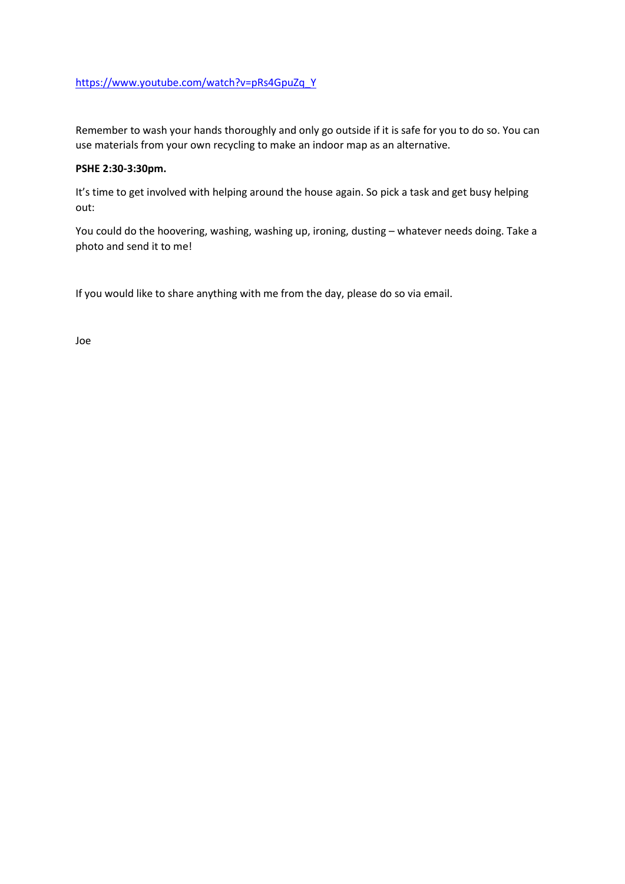https://www.youtube.com/watch?v=pRs4GpuZq_Y

Remember to wash your hands thoroughly and only go outside if it is safe for you to do so. You can use materials from your own recycling to make an indoor map as an alternative.

**PSHE 2:30-3:30pm.**

It's time to get involved with helping around the house again. So pick a task and get busy helping out:

You could do the hoovering, washing, washing up, ironing, dusting – whatever needs doing. Take a photo and send it to me!

If you would like to share anything with me from the day, please do so via email.

Joe